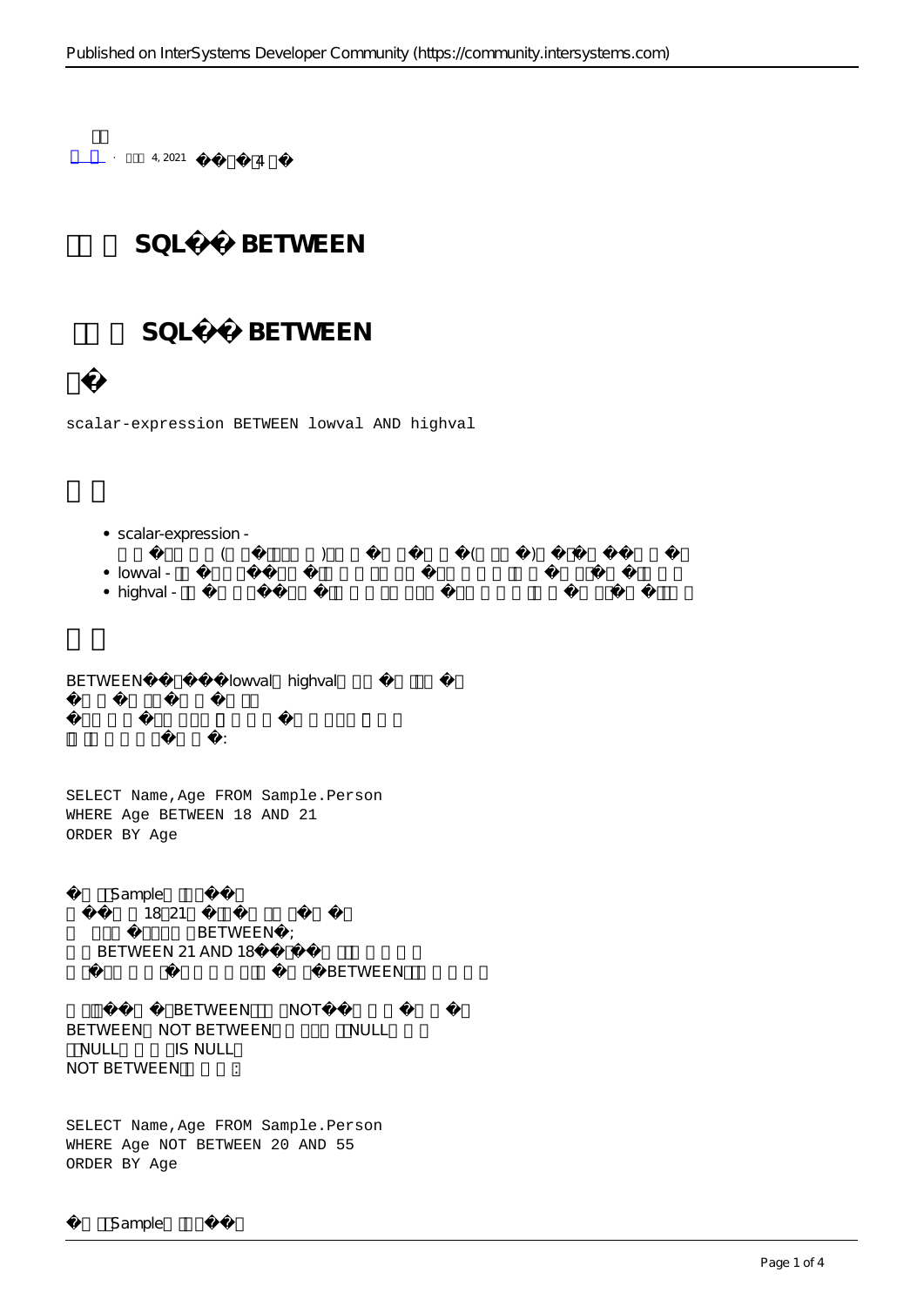4, 2021 4

# SQL BETWEEN

## SQL BETWEEN

```
scalar-expression BETWEEN lowval AND highval
```

- scalar-expression - ( ) ( )
- lowval -
- highval -

BETWEEN lowval highval

:

```
SELECT Name,Age FROM Sample.Person
WHERE Age BETWEEN 18 AND 21
ORDER BY Age
```

Sample
18 21
BETWEEN ;
BETWEEN 21 AND 18
BETWEEN

BETWEEN NOT
BETWEEN NOT BETWEEN NULL
NULL IS NULL
NOT BETWEEN :

```
SELECT Name,Age FROM Sample.Person
WHERE Age NOT BETWEEN 20 AND 55
ORDER BY Age
```

Sample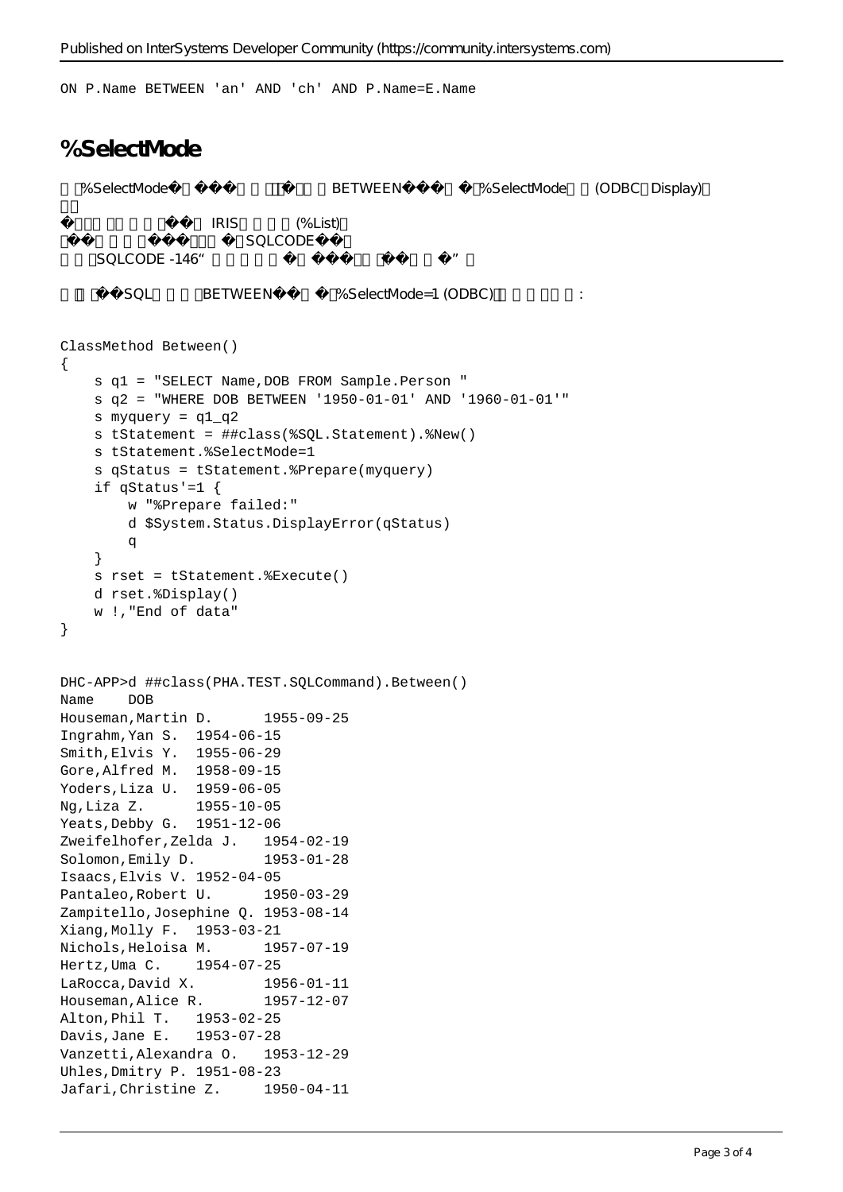```
ON P.Name BETWEEN 'an' AND 'ch' AND P.Name=E.Name
```

# %SelectMode

%SelectMode� �� � � BETWEEN� � %SelectMode (ODBC Display)

� � � IRIS (%List)
� � � SQLCODE� �
SQLCODE -146“ � � � ”

� SQL BETWEEN� � %SelectMode=1 (ODBC) :

```
ClassMethod Between()
{
    s q1 = "SELECT Name,DOB FROM Sample.Person "
    s q2 = "WHERE DOB BETWEEN '1950-01-01' AND '1960-01-01'"
    s myquery = q1_q2
    s tStatement = ##class(%SQL.Statement).%New()
    s tStatement.%SelectMode=1
    s qStatus = tStatement.%Prepare(myquery)
    if qStatus'=1 {
        w "%Prepare failed:"
        d $System.Status.DisplayError(qStatus)
        q
    }
    s rset = tStatement.%Execute()
    d rset.%Display()
    w !,"End of data"
}
```

```
DHC-APP>d ##class(PHA.TEST.SQLCommand).Between()
Name    DOB
Houseman,Martin D.      1955-09-25
Ingrahm,Yan S.  1954-06-15
Smith,Elvis Y.  1955-06-29
Gore,Alfred M.  1958-09-15
Yoders,Liza U.  1959-06-05
Ng,Liza Z.      1955-10-05
Yeats,Debby G.  1951-12-06
Zweifelhofer,Zelda J.   1954-02-19
Solomon,Emily D.        1953-01-28
Isaacs,Elvis V. 1952-04-05
Pantaleo,Robert U.      1950-03-29
Zampitello,Josephine Q. 1953-08-14
Xiang,Molly F.  1953-03-21
Nichols,Heloisa M.      1957-07-19
Hertz,Uma C.    1954-07-25
LaRocca,David X.        1956-01-11
Houseman,Alice R.       1957-12-07
Alton,Phil T.   1953-02-25
Davis,Jane E.   1953-07-28
Vanzetti,Alexandra O.   1953-12-29
Uhles,Dmitry P. 1951-08-23
Jafari,Christine Z.     1950-04-11
```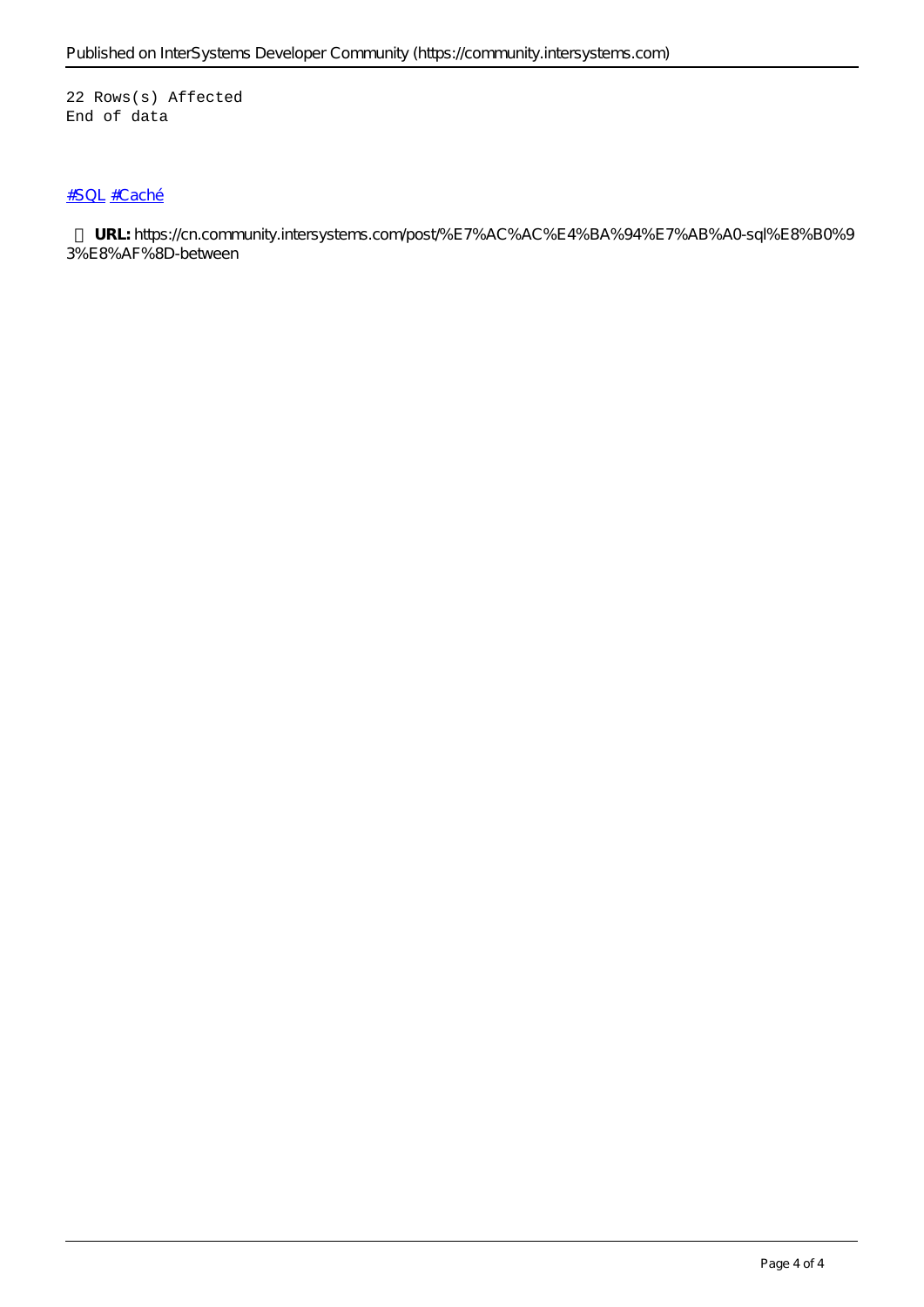```
22 Rows(s) Affected
End of data
```

#SQL #Caché

**URL:** https://cn.community.intersystems.com/post/%E7%AC%AC%E4%BA%94%E7%AB%A0-sql%E8%B0%93%E8%AF%8D-between